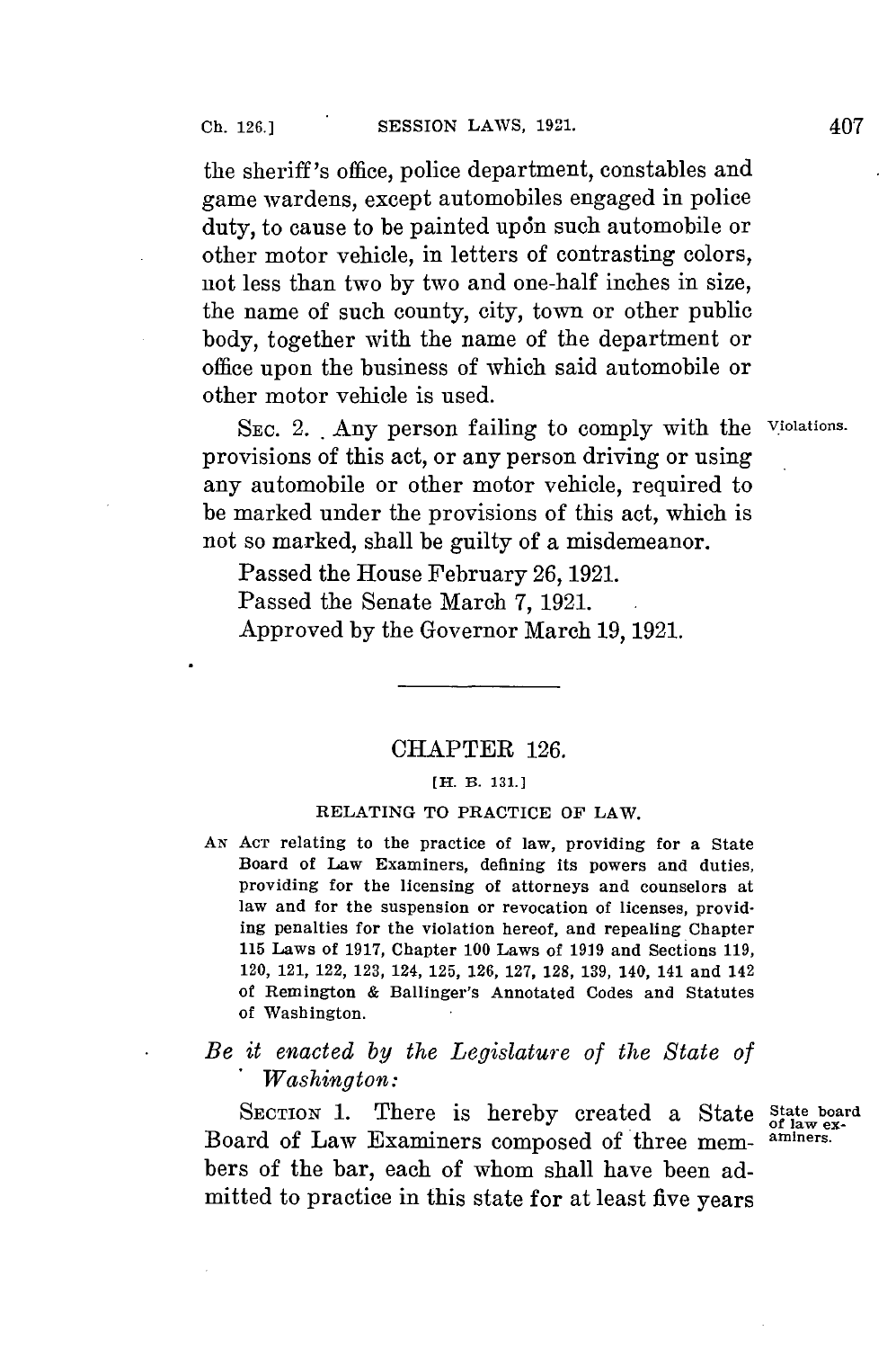the sheriff's office, police department, constables and game wardens, except automobiles engaged in police duty, to cause to be painted upon such automobile or other motor vehicle, in letters of contrasting colors, not less than two by two and one-half inches in size, the name of such county, city, town or other public body, together with the name of the department or office upon the business of which said automobile or other motor vehicle is used.

SEC. 2. Any person failing to comply with the provisions of this act, or any person driving or using any automobile or other motor vehicle, required to be marked under the provisions of this act, which is not so marked, shall be guilty of a misdemeanor.

Violations.

Passed the House February 26, 1921.
Passed the Senate March 7, 1921.
Approved by the Governor March 19, 1921.

---

## CHAPTER 126.

[H. B. 131.]

### RELATING TO PRACTICE OF LAW.

AN ACT relating to the practice of law, providing for a State Board of Law Examiners, defining its powers and duties, providing for the licensing of attorneys and counselors at law and for the suspension or revocation of licenses, providing penalties for the violation hereof, and repealing Chapter 115 Laws of 1917, Chapter 100 Laws of 1919 and Sections 119, 120, 121, 122, 123, 124, 125, 126, 127, 128, 139, 140, 141 and 142 of Remington & Ballinger's Annotated Codes and Statutes of Washington.

*Be it enacted by the Legislature of the State of Washington:*

SECTION 1. There is hereby created a State Board of Law Examiners composed of three members of the bar, each of whom shall have been admitted to practice in this state for at least five years

State board of law examiners.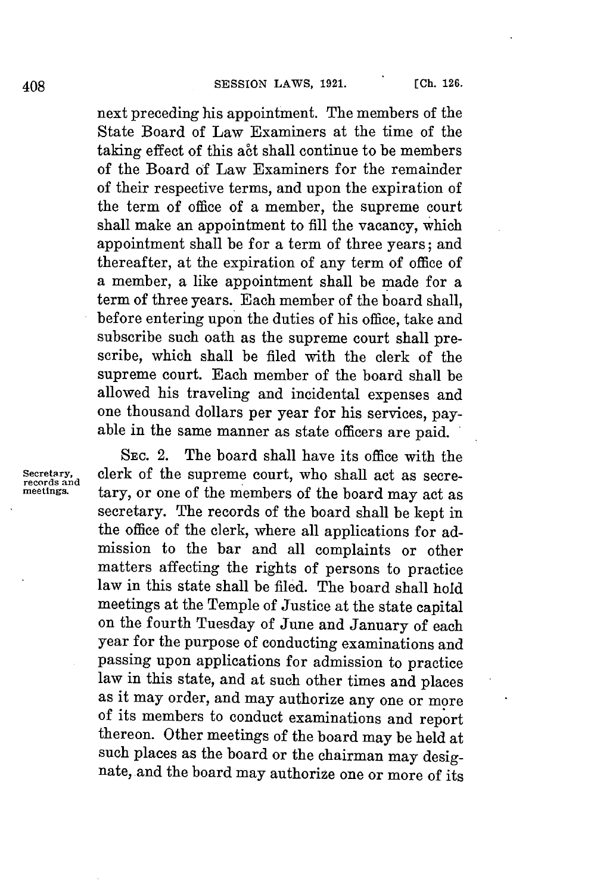next preceding his appointment. The members of the State Board of Law Examiners at the time of the taking effect of this act shall continue to be members of the Board of Law Examiners for the remainder of their respective terms, and upon the expiration of the term of office of a member, the supreme court shall make an appointment to fill the vacancy, which appointment shall be for a term of three years; and thereafter, at the expiration of any term of office of a member, a like appointment shall be made for a term of three years. Each member of the board shall, before entering upon the duties of his office, take and subscribe such oath as the supreme court shall prescribe, which shall be filed with the clerk of the supreme court. Each member of the board shall be allowed his traveling and incidental expenses and one thousand dollars per year for his services, payable in the same manner as state officers are paid.

Secretary, records and meetings.

SEC. 2. The board shall have its office with the clerk of the supreme court, who shall act as secretary, or one of the members of the board may act as secretary. The records of the board shall be kept in the office of the clerk, where all applications for admission to the bar and all complaints or other matters affecting the rights of persons to practice law in this state shall be filed. The board shall hold meetings at the Temple of Justice at the state capital on the fourth Tuesday of June and January of each year for the purpose of conducting examinations and passing upon applications for admission to practice law in this state, and at such other times and places as it may order, and may authorize any one or more of its members to conduct examinations and report thereon. Other meetings of the board may be held at such places as the board or the chairman may designate, and the board may authorize one or more of its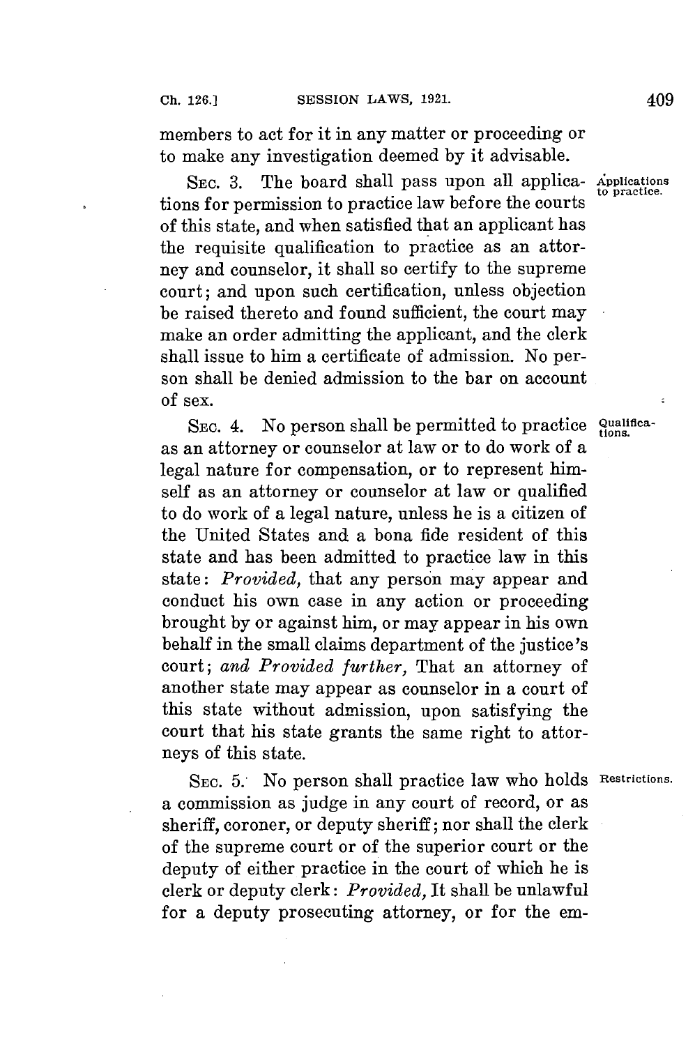members to act for it in any matter or proceeding or to make any investigation deemed by it advisable.

SEC. 3. The board shall pass upon all applications for permission to practice law before the courts of this state, and when satisfied that an applicant has the requisite qualification to practice as an attorney and counselor, it shall so certify to the supreme court; and upon such certification, unless objection be raised thereto and found sufficient, the court may make an order admitting the applicant, and the clerk shall issue to him a certificate of admission. No person shall be denied admission to the bar on account of sex.

Applications to practice.

SEC. 4. No person shall be permitted to practice as an attorney or counselor at law or to do work of a legal nature for compensation, or to represent himself as an attorney or counselor at law or qualified to do work of a legal nature, unless he is a citizen of the United States and a bona fide resident of this state and has been admitted to practice law in this state: *Provided,* that any person may appear and conduct his own case in any action or proceeding brought by or against him, or may appear in his own behalf in the small claims department of the justice's court; *and Provided further,* That an attorney of another state may appear as counselor in a court of this state without admission, upon satisfying the court that his state grants the same right to attorneys of this state.

Qualifications.

SEC. 5. No person shall practice law who holds a commission as judge in any court of record, or as sheriff, coroner, or deputy sheriff; nor shall the clerk of the supreme court or of the superior court or the deputy of either practice in the court of which he is clerk or deputy clerk: *Provided,* It shall be unlawful for a deputy prosecuting attorney, or for the em-

Restrictions.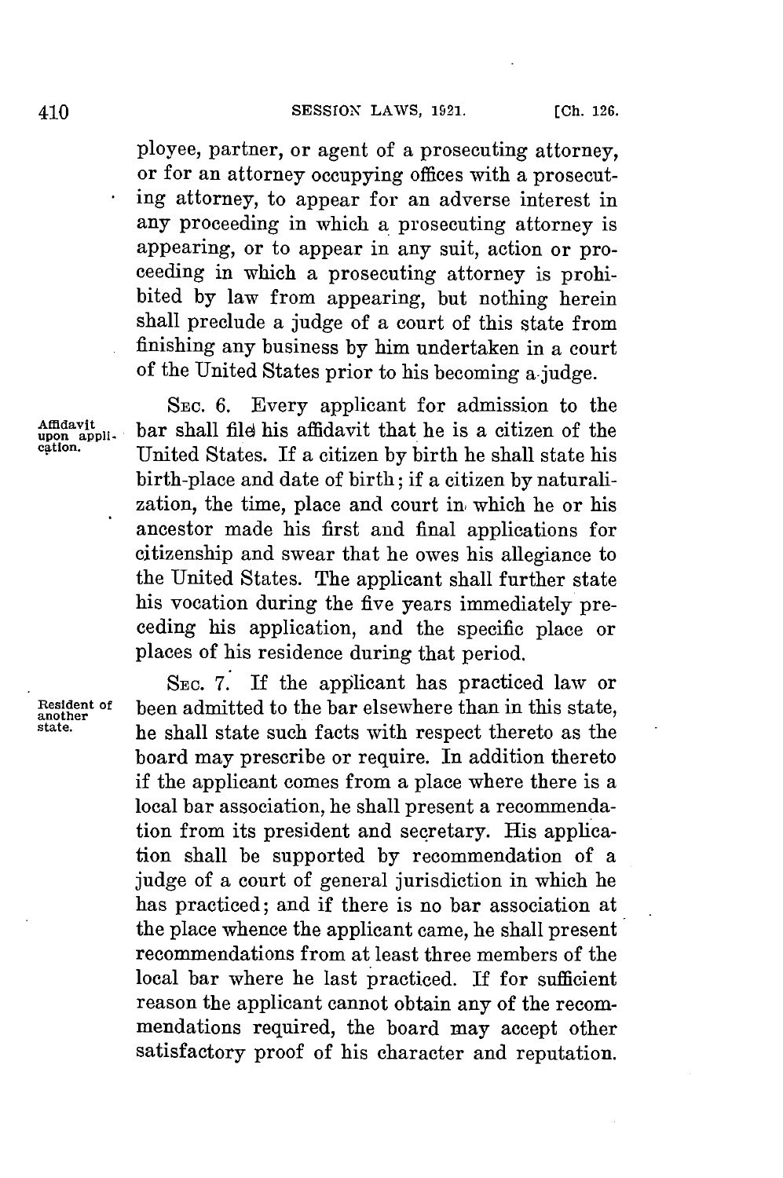ployee, partner, or agent of a prosecuting attorney, or for an attorney occupying offices with a prosecuting attorney, to appear for an adverse interest in any proceeding in which a prosecuting attorney is appearing, or to appear in any suit, action or proceeding in which a prosecuting attorney is prohibited by law from appearing, but nothing herein shall preclude a judge of a court of this state from finishing any business by him undertaken in a court of the United States prior to his becoming a judge.

**Affidavit upon application.**

SEC. 6. Every applicant for admission to the bar shall file his affidavit that he is a citizen of the United States. If a citizen by birth he shall state his birth-place and date of birth; if a citizen by naturalization, the time, place and court in which he or his ancestor made his first and final applications for citizenship and swear that he owes his allegiance to the United States. The applicant shall further state his vocation during the five years immediately preceding his application, and the specific place or places of his residence during that period.

**Resident of another state.**

SEC. 7. If the applicant has practiced law or been admitted to the bar elsewhere than in this state, he shall state such facts with respect thereto as the board may prescribe or require. In addition thereto if the applicant comes from a place where there is a local bar association, he shall present a recommendation from its president and secretary. His application shall be supported by recommendation of a judge of a court of general jurisdiction in which he has practiced; and if there is no bar association at the place whence the applicant came, he shall present recommendations from at least three members of the local bar where he last practiced. If for sufficient reason the applicant cannot obtain any of the recommendations required, the board may accept other satisfactory proof of his character and reputation.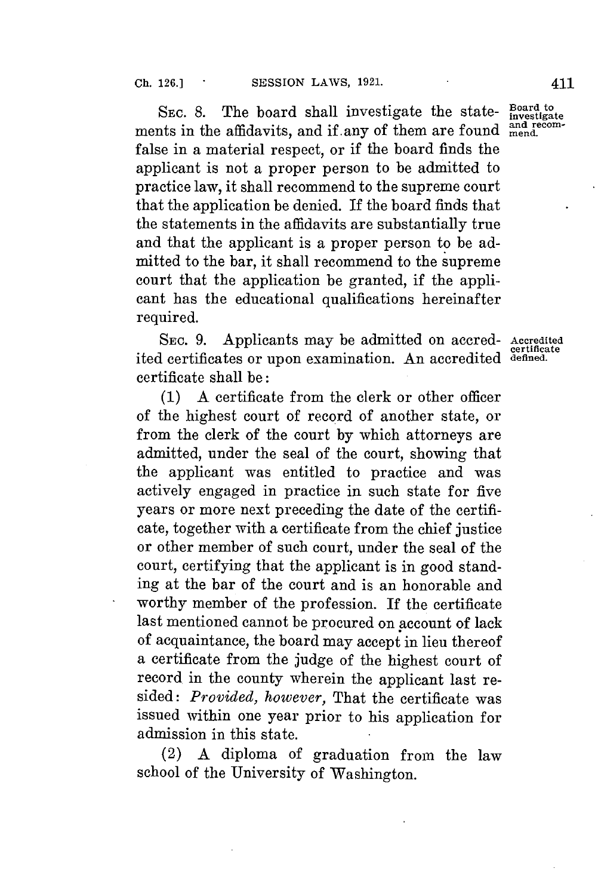SEC. 8. The board shall investigate the statements in the affidavits, and if any of them are found false in a material respect, or if the board finds the applicant is not a proper person to be admitted to practice law, it shall recommend to the supreme court that the application be denied. If the board finds that the statements in the affidavits are substantially true and that the applicant is a proper person to be admitted to the bar, it shall recommend to the supreme court that the application be granted, if the applicant has the educational qualifications hereinafter required.

Board to investigate and recommend.

SEC. 9. Applicants may be admitted on accredited certificates or upon examination. An accredited certificate shall be:

Accredited certificate defined.

(1) A certificate from the clerk or other officer of the highest court of record of another state, or from the clerk of the court by which attorneys are admitted, under the seal of the court, showing that the applicant was entitled to practice and was actively engaged in practice in such state for five years or more next preceding the date of the certificate, together with a certificate from the chief justice or other member of such court, under the seal of the court, certifying that the applicant is in good standing at the bar of the court and is an honorable and worthy member of the profession. If the certificate last mentioned cannot be procured on account of lack of acquaintance, the board may accept in lieu thereof a certificate from the judge of the highest court of record in the county wherein the applicant last resided: *Provided, however,* That the certificate was issued within one year prior to his application for admission in this state.

(2) A diploma of graduation from the law school of the University of Washington.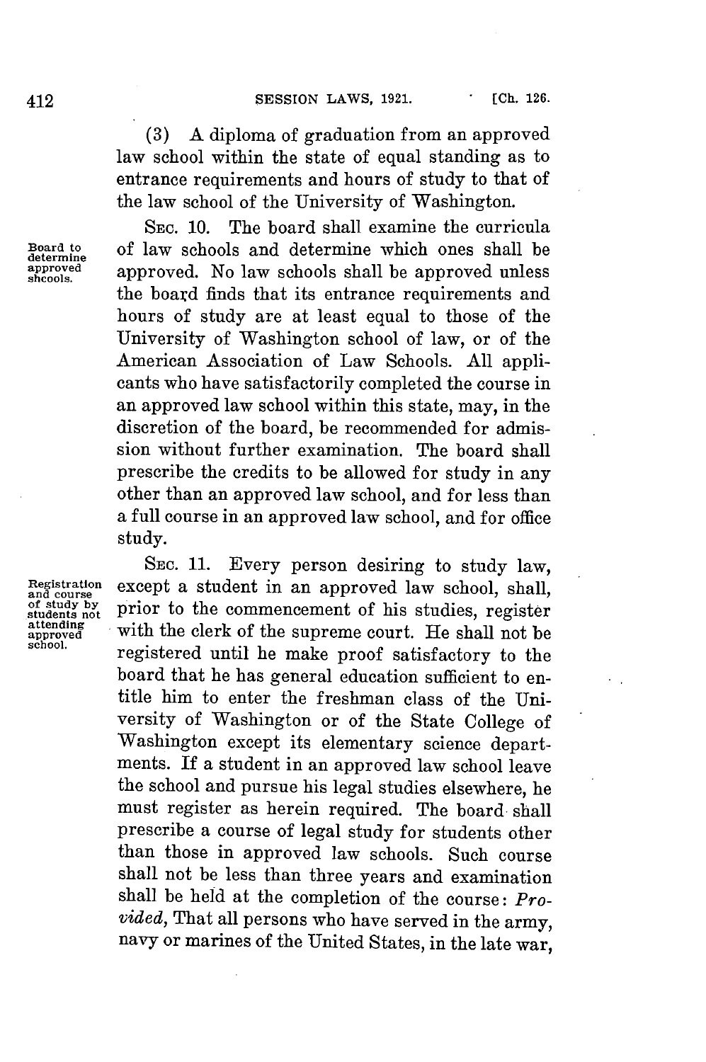(3) A diploma of graduation from an approved law school within the state of equal standing as to entrance requirements and hours of study to that of the law school of the University of Washington.

Board to determine approved shcools.

SEC. 10. The board shall examine the curricula of law schools and determine which ones shall be approved. No law schools shall be approved unless the board finds that its entrance requirements and hours of study are at least equal to those of the University of Washington school of law, or of the American Association of Law Schools. All applicants who have satisfactorily completed the course in an approved law school within this state, may, in the discretion of the board, be recommended for admission without further examination. The board shall prescribe the credits to be allowed for study in any other than an approved law school, and for less than a full course in an approved law school, and for office study.

Registration and course of study by students not attending approved school.

SEC. 11. Every person desiring to study law, except a student in an approved law school, shall, prior to the commencement of his studies, register with the clerk of the supreme court. He shall not be registered until he make proof satisfactory to the board that he has general education sufficient to entitle him to enter the freshman class of the University of Washington or of the State College of Washington except its elementary science departments. If a student in an approved law school leave the school and pursue his legal studies elsewhere, he must register as herein required. The board shall prescribe a course of legal study for students other than those in approved law schools. Such course shall not be less than three years and examination shall be held at the completion of the course: *Provided*, That all persons who have served in the army, navy or marines of the United States, in the late war,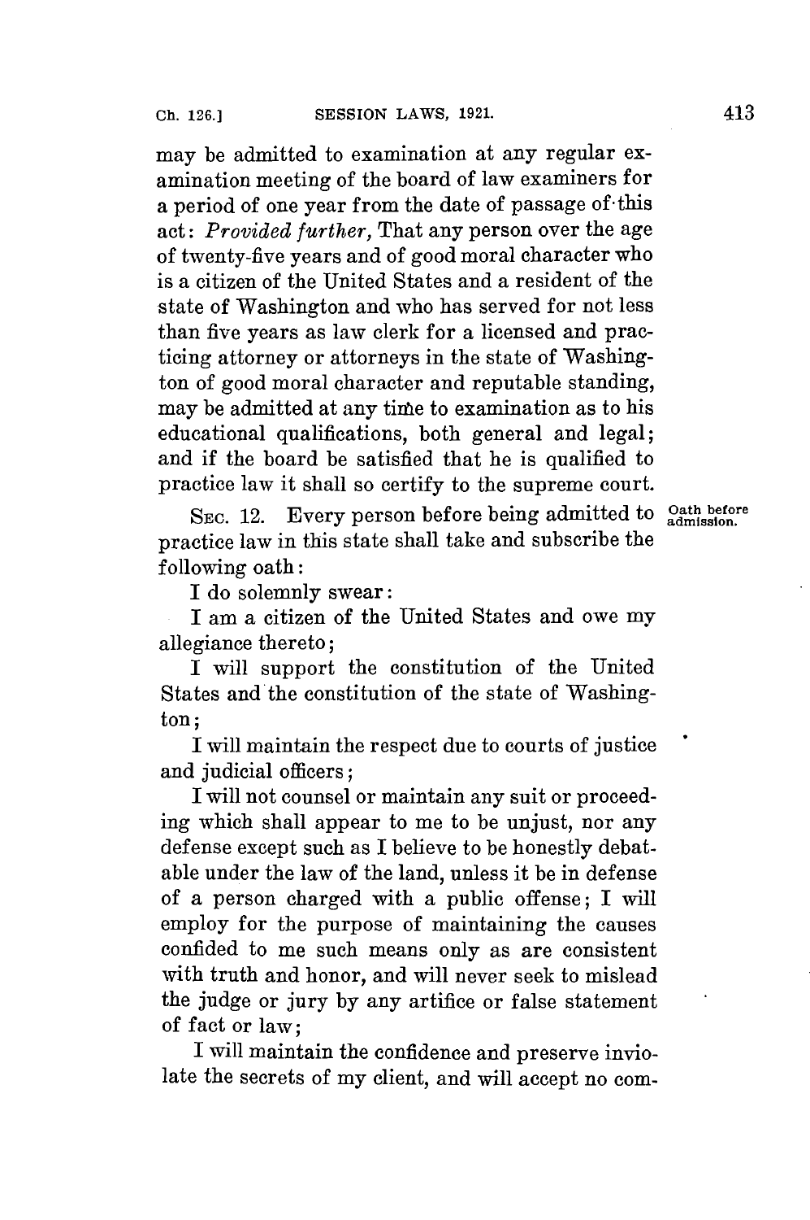may be admitted to examination at any regular examination meeting of the board of law examiners for a period of one year from the date of passage of this act: *Provided further,* That any person over the age of twenty-five years and of good moral character who is a citizen of the United States and a resident of the state of Washington and who has served for not less than five years as law clerk for a licensed and practicing attorney or attorneys in the state of Washington of good moral character and reputable standing, may be admitted at any time to examination as to his educational qualifications, both general and legal; and if the board be satisfied that he is qualified to practice law it shall so certify to the supreme court.

**Oath before admission.**

SEC. 12. Every person before being admitted to practice law in this state shall take and subscribe the following oath:

I do solemnly swear:

I am a citizen of the United States and owe my allegiance thereto;

I will support the constitution of the United States and the constitution of the state of Washington;

I will maintain the respect due to courts of justice and judicial officers;

I will not counsel or maintain any suit or proceeding which shall appear to me to be unjust, nor any defense except such as I believe to be honestly debatable under the law of the land, unless it be in defense of a person charged with a public offense; I will employ for the purpose of maintaining the causes confided to me such means only as are consistent with truth and honor, and will never seek to mislead the judge or jury by any artifice or false statement of fact or law;

I will maintain the confidence and preserve inviolate the secrets of my client, and will accept no com-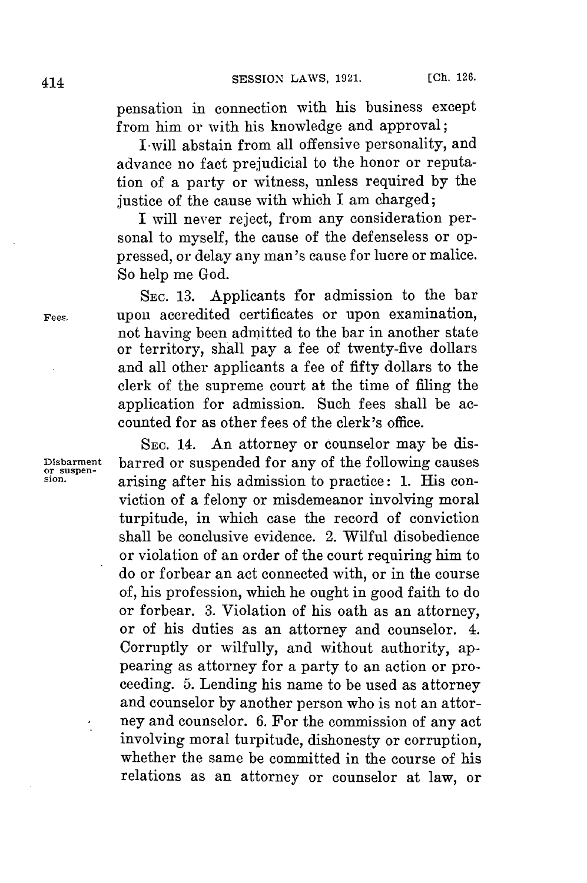pensation in connection with his business except from him or with his knowledge and approval;

I will abstain from all offensive personality, and advance no fact prejudicial to the honor or reputation of a party or witness, unless required by the justice of the cause with which I am charged;

I will never reject, from any consideration personal to myself, the cause of the defenseless or oppressed, or delay any man's cause for lucre or malice. So help me God.

Fees.

SEC. 13. Applicants for admission to the bar upon accredited certificates or upon examination, not having been admitted to the bar in another state or territory, shall pay a fee of twenty-five dollars and all other applicants a fee of fifty dollars to the clerk of the supreme court at the time of filing the application for admission. Such fees shall be accounted for as other fees of the clerk's office.

Disbarment or suspension.

SEC. 14. An attorney or counselor may be disbarred or suspended for any of the following causes arising after his admission to practice: 1. His conviction of a felony or misdemeanor involving moral turpitude, in which case the record of conviction shall be conclusive evidence. 2. Wilful disobedience or violation of an order of the court requiring him to do or forbear an act connected with, or in the course of, his profession, which he ought in good faith to do or forbear. 3. Violation of his oath as an attorney, or of his duties as an attorney and counselor. 4. Corruptly or wilfully, and without authority, appearing as attorney for a party to an action or proceeding. 5. Lending his name to be used as attorney and counselor by another person who is not an attorney and counselor. 6. For the commission of any act involving moral turpitude, dishonesty or corruption, whether the same be committed in the course of his relations as an attorney or counselor at law, or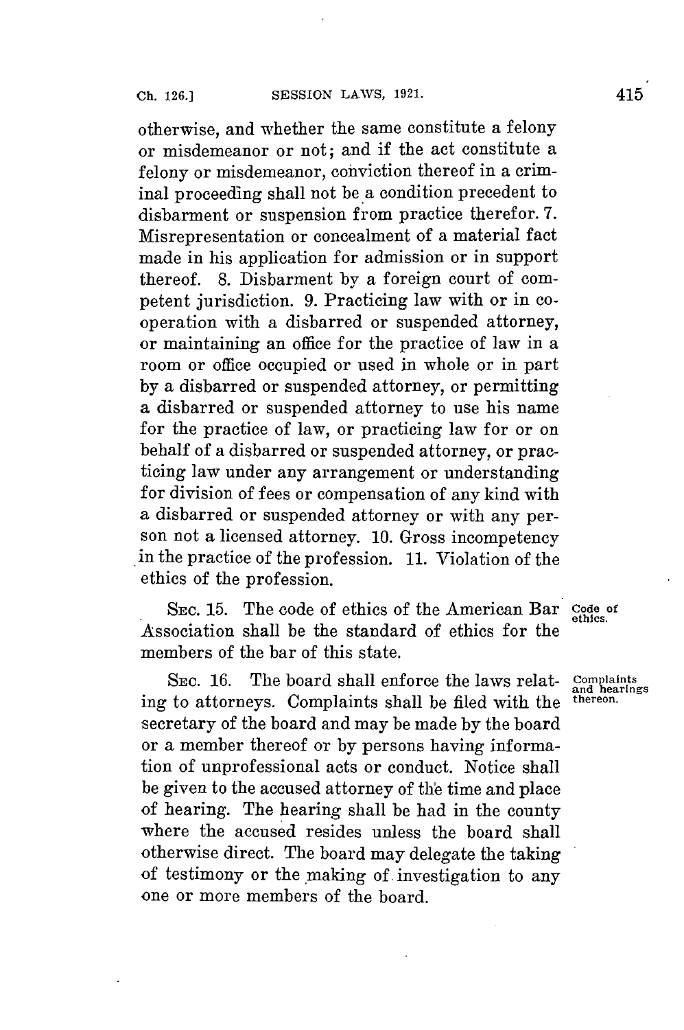otherwise, and whether the same constitute a felony or misdemeanor or not; and if the act constitute a felony or misdemeanor, conviction thereof in a criminal proceeding shall not be a condition precedent to disbarment or suspension from practice therefor. 7. Misrepresentation or concealment of a material fact made in his application for admission or in support thereof. 8. Disbarment by a foreign court of competent jurisdiction. 9. Practicing law with or in cooperation with a disbarred or suspended attorney, or maintaining an office for the practice of law in a room or office occupied or used in whole or in part by a disbarred or suspended attorney, or permitting a disbarred or suspended attorney to use his name for the practice of law, or practicing law for or on behalf of a disbarred or suspended attorney, or practicing law under any arrangement or understanding for division of fees or compensation of any kind with a disbarred or suspended attorney or with any person not a licensed attorney. 10. Gross incompetency in the practice of the profession. 11. Violation of the ethics of the profession.

*Code of ethics.*

SEC. 15. The code of ethics of the American Bar Association shall be the standard of ethics for the members of the bar of this state.

*Complaints and hearings thereon.*

SEC. 16. The board shall enforce the laws relating to attorneys. Complaints shall be filed with the secretary of the board and may be made by the board or a member thereof or by persons having information of unprofessional acts or conduct. Notice shall be given to the accused attorney of the time and place of hearing. The hearing shall be had in the county where the accused resides unless the board shall otherwise direct. The board may delegate the taking of testimony or the making of investigation to any one or more members of the board.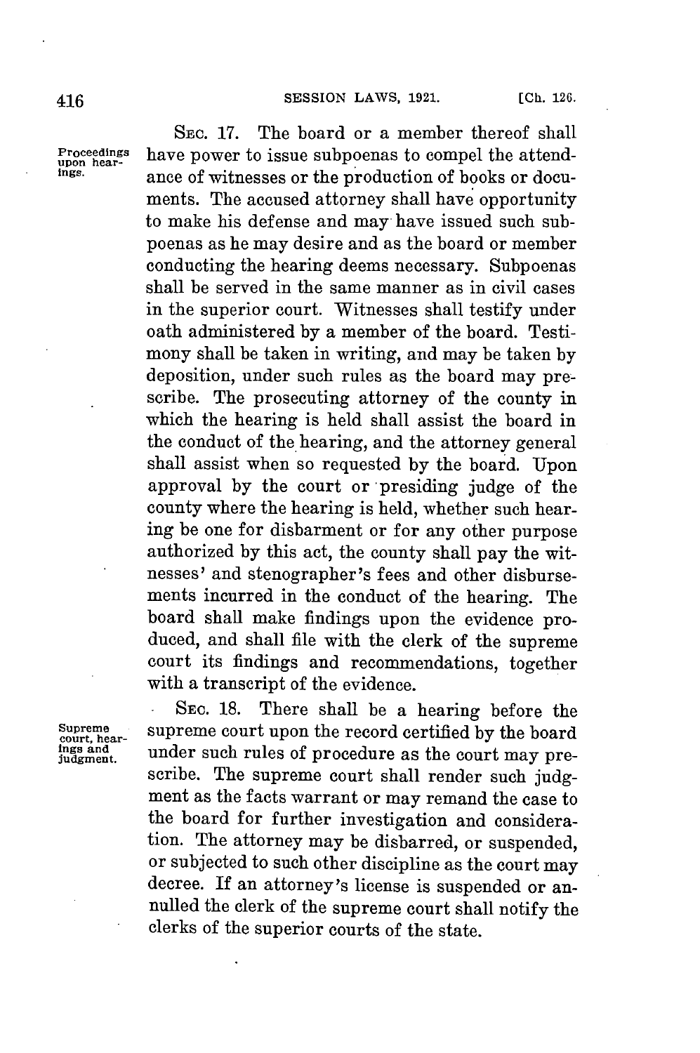Proceedings upon hearings.

SEC. 17. The board or a member thereof shall have power to issue subpoenas to compel the attendance of witnesses or the production of books or documents. The accused attorney shall have opportunity to make his defense and may have issued such subpoenas as he may desire and as the board or member conducting the hearing deems necessary. Subpoenas shall be served in the same manner as in civil cases in the superior court. Witnesses shall testify under oath administered by a member of the board. Testimony shall be taken in writing, and may be taken by deposition, under such rules as the board may prescribe. The prosecuting attorney of the county in which the hearing is held shall assist the board in the conduct of the hearing, and the attorney general shall assist when so requested by the board. Upon approval by the court or presiding judge of the county where the hearing is held, whether such hearing be one for disbarment or for any other purpose authorized by this act, the county shall pay the witnesses' and stenographer's fees and other disbursements incurred in the conduct of the hearing. The board shall make findings upon the evidence produced, and shall file with the clerk of the supreme court its findings and recommendations, together with a transcript of the evidence.

Supreme court, hearings and judgment.

SEC. 18. There shall be a hearing before the supreme court upon the record certified by the board under such rules of procedure as the court may prescribe. The supreme court shall render such judgment as the facts warrant or may remand the case to the board for further investigation and consideration. The attorney may be disbarred, or suspended, or subjected to such other discipline as the court may decree. If an attorney's license is suspended or annulled the clerk of the supreme court shall notify the clerks of the superior courts of the state.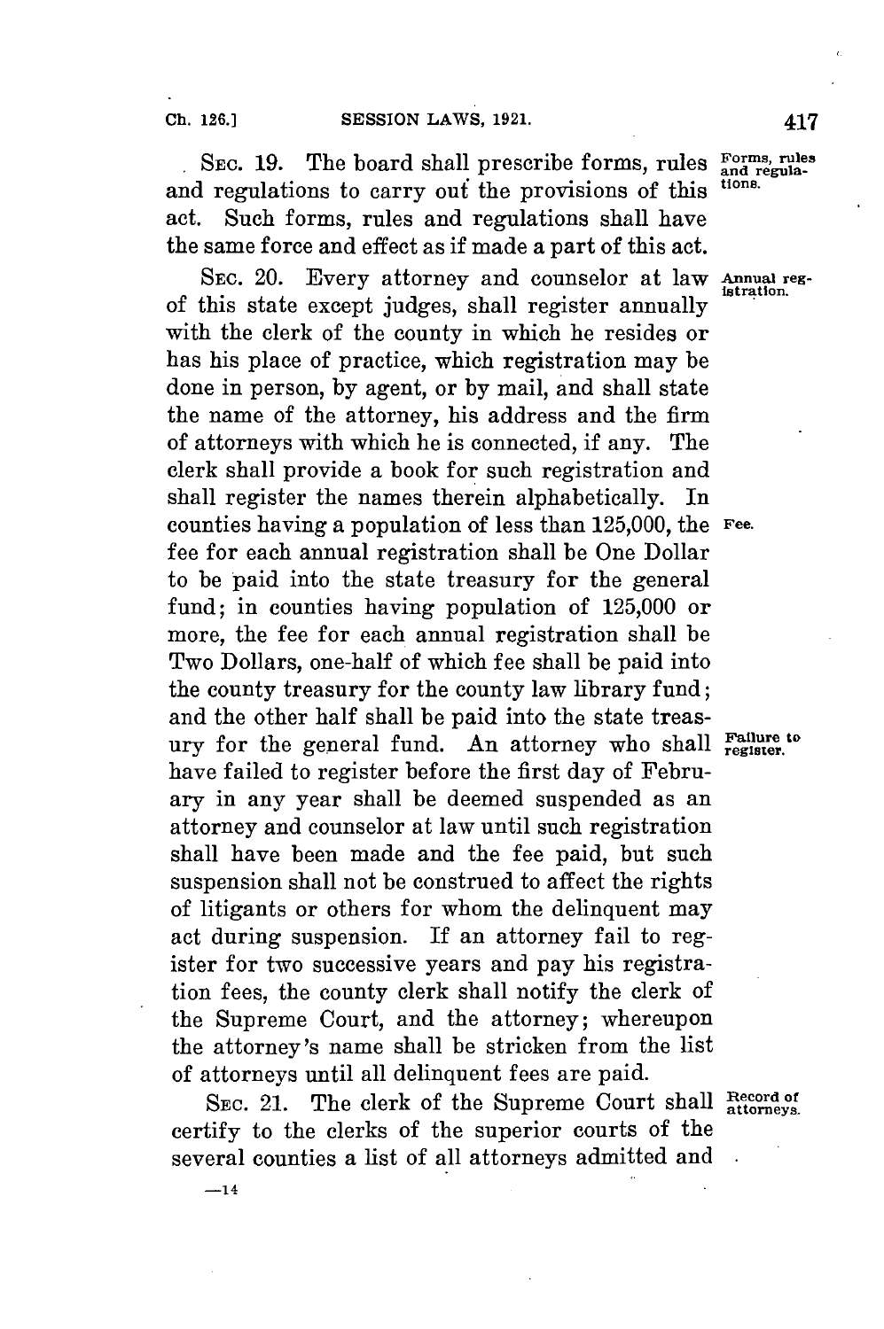SEC. 19. The board shall prescribe forms, rules and regulations to carry out the provisions of this act. Such forms, rules and regulations shall have the same force and effect as if made a part of this act.

**Forms, rules and regulations.**

SEC. 20. Every attorney and counselor at law of this state except judges, shall register annually with the clerk of the county in which he resides or has his place of practice, which registration may be done in person, by agent, or by mail, and shall state the name of the attorney, his address and the firm of attorneys with which he is connected, if any. The clerk shall provide a book for such registration and shall register the names therein alphabetically. In counties having a population of less than 125,000, the fee for each annual registration shall be One Dollar to be paid into the state treasury for the general fund; in counties having population of 125,000 or more, the fee for each annual registration shall be Two Dollars, one-half of which fee shall be paid into the county treasury for the county law library fund; and the other half shall be paid into the state treasury for the general fund. An attorney who shall have failed to register before the first day of February in any year shall be deemed suspended as an attorney and counselor at law until such registration shall have been made and the fee paid, but such suspension shall not be construed to affect the rights of litigants or others for whom the delinquent may act during suspension. If an attorney fail to register for two successive years and pay his registration fees, the county clerk shall notify the clerk of the Supreme Court, and the attorney; whereupon the attorney's name shall be stricken from the list of attorneys until all delinquent fees are paid.

**Annual registration.**

**Fee.**

**Failure to register.**

SEC. 21. The clerk of the Supreme Court shall certify to the clerks of the superior courts of the several counties a list of all attorneys admitted and

**Record of attorneys.**

—14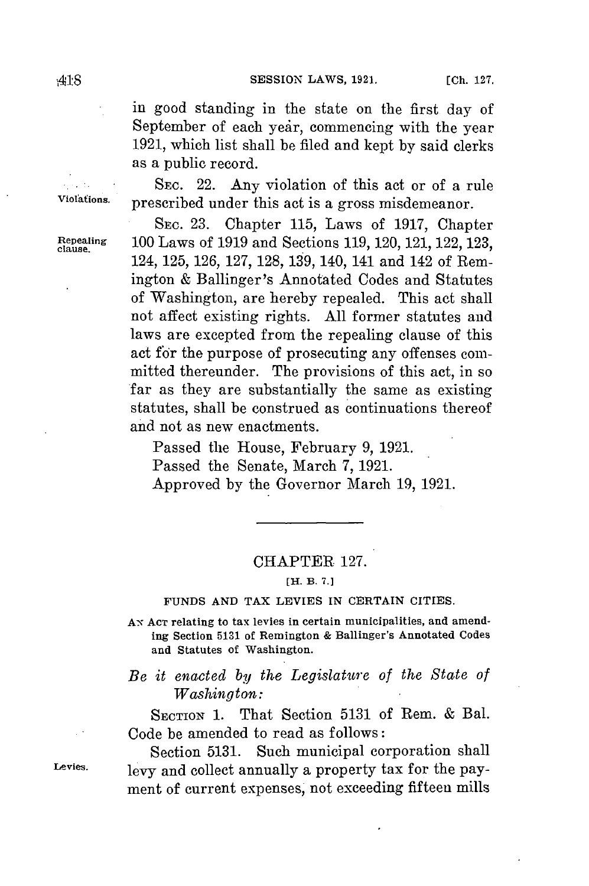in good standing in the state on the first day of September of each year, commencing with the year 1921, which list shall be filed and kept by said clerks as a public record.

Violations. SEC. 22. Any violation of this act or of a rule prescribed under this act is a gross misdemeanor.

Repealing clause. SEC. 23. Chapter 115, Laws of 1917, Chapter 100 Laws of 1919 and Sections 119, 120, 121, 122, 123, 124, 125, 126, 127, 128, 139, 140, 141 and 142 of Remington & Ballinger's Annotated Codes and Statutes of Washington, are hereby repealed. This act shall not affect existing rights. All former statutes and laws are excepted from the repealing clause of this act for the purpose of prosecuting any offenses committed thereunder. The provisions of this act, in so far as they are substantially the same as existing statutes, shall be construed as continuations thereof and not as new enactments.

Passed the House, February 9, 1921.
Passed the Senate, March 7, 1921.
Approved by the Governor March 19, 1921.

---

## CHAPTER 127.

[H. B. 7.]

### FUNDS AND TAX LEVIES IN CERTAIN CITIES.

AN ACT relating to tax levies in certain municipalities, and amending Section 5131 of Remington & Ballinger's Annotated Codes and Statutes of Washington.

*Be it enacted by the Legislature of the State of Washington:*

SECTION 1. That Section 5131 of Rem. & Bal. Code be amended to read as follows:

Levies. Section 5131. Such municipal corporation shall levy and collect annually a property tax for the payment of current expenses, not exceeding fifteen mills